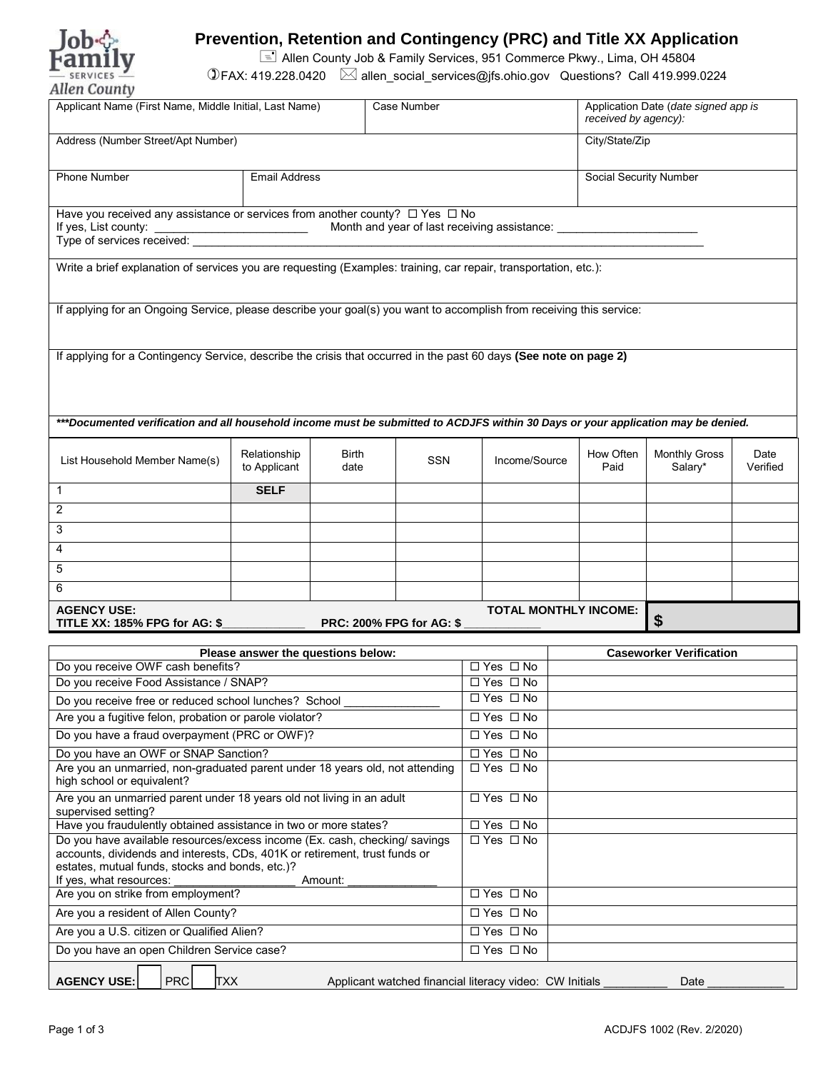# Prevention, Retention and Contingency (PRC) and Title XX Application

Allen County Job & Family Services, 951 Commerce Pkwy., Lima, OH 45804

FAX: 419.228.0420 allen_social_services@jfs.ohio.gov Questions? Call 419.999.0224

| Applicant Name (First Name, Middle Initial, Last Name) | Case Number | Application Date (*date signed app is received by agency*): |
|---|---|---|
| Address (Number Street/Apt Number) | | City/State/Zip |
| Phone Number | Email Address | Social Security Number |

Have you received any assistance or services from another county? ☐ Yes ☐ No
If yes, List county: ________________________ Month and year of last receiving assistance: ______________________
Type of services received: ______________________________________________________________________________

Write a brief explanation of services you are requesting (Examples: training, car repair, transportation, etc.):

If applying for an Ongoing Service, please describe your goal(s) you want to accomplish from receiving this service:

If applying for a Contingency Service, describe the crisis that occurred in the past 60 days **(See note on page 2)**

***\*\*\*Documented verification and all household income must be submitted to ACDJFS within 30 Days or your application may be denied.***

| List Household Member Name(s) | Relationship to Applicant | Birth date | SSN | Income/Source | How Often Paid | Monthly Gross Salary* | Date Verified |
|---|---|---|---|---|---|---|---|
| 1 | **SELF** | | | | | | |
| 2 | | | | | | | |
| 3 | | | | | | | |
| 4 | | | | | | | |
| 5 | | | | | | | |
| 6 | | | | | | | |

**AGENCY USE:**
**TITLE XX: 185% FPG for AG: $____________ PRC: 200% FPG for AG: $ ___________**
**TOTAL MONTHLY INCOME: $**

| Please answer the questions below: | | Caseworker Verification |
|---|---|---|
| Do you receive OWF cash benefits? | ☐ Yes ☐ No | |
| Do you receive Food Assistance / SNAP? | ☐ Yes ☐ No | |
| Do you receive free or reduced school lunches? School _______________ | ☐ Yes ☐ No | |
| Are you a fugitive felon, probation or parole violator? | ☐ Yes ☐ No | |
| Do you have a fraud overpayment (PRC or OWF)? | ☐ Yes ☐ No | |
| Do you have an OWF or SNAP Sanction? | ☐ Yes ☐ No | |
| Are you an unmarried, non-graduated parent under 18 years old, not attending high school or equivalent? | ☐ Yes ☐ No | |
| Are you an unmarried parent under 18 years old not living in an adult supervised setting? | ☐ Yes ☐ No | |
| Have you fraudulently obtained assistance in two or more states? | ☐ Yes ☐ No | |
| Do you have available resources/excess income (Ex. cash, checking/ savings accounts, dividends and interests, CDs, 401K or retirement, trust funds or estates, mutual funds, stocks and bonds, etc.)? If yes, what resources: ___________________ Amount: ______________ | ☐ Yes ☐ No | |
| Are you on strike from employment? | ☐ Yes ☐ No | |
| Are you a resident of Allen County? | ☐ Yes ☐ No | |
| Are you a U.S. citizen or Qualified Alien? | ☐ Yes ☐ No | |
| Do you have an open Children Service case? | ☐ Yes ☐ No | |

**AGENCY USE:** ☐ PRC ☐ TXX Applicant watched financial literacy video: CW Initials __________ Date ____________

ACDJFS 1002 (Rev. 2/2020)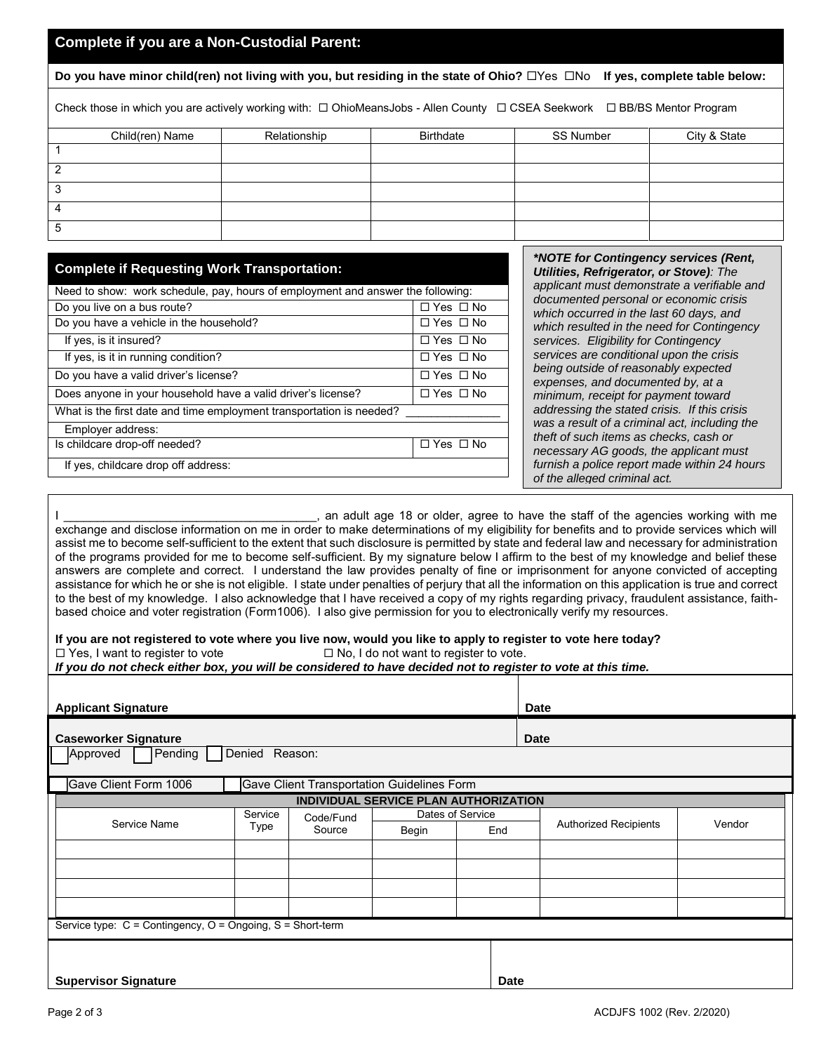## Complete if you are a Non-Custodial Parent:

**Do you have minor child(ren) not living with you, but residing in the state of Ohio?** ☐Yes ☐No **If yes, complete table below:**

Check those in which you are actively working with: ☐ OhioMeansJobs - Allen County ☐ CSEA Seekwork ☐ BB/BS Mentor Program

| Child(ren) Name | Relationship | Birthdate | SS Number | City & State |
|---|---|---|---|---|
| 1 | | | | |
| 2 | | | | |
| 3 | | | | |
| 4 | | | | |
| 5 | | | | |

## Complete if Requesting Work Transportation:

Need to show: work schedule, pay, hours of employment and answer the following:

| Question | Answer |
|---|---|
| Do you live on a bus route? | ☐ Yes ☐ No |
| Do you have a vehicle in the household? | ☐ Yes ☐ No |
| If yes, is it insured? | ☐ Yes ☐ No |
| If yes, is it in running condition? | ☐ Yes ☐ No |
| Do you have a valid driver's license? | ☐ Yes ☐ No |
| Does anyone in your household have a valid driver's license? | ☐ Yes ☐ No |
| What is the first date and time employment transportation is needed? | ______________ |
| Employer address: | |
| Is childcare drop-off needed? | ☐ Yes ☐ No |
| If yes, childcare drop off address: | |

***NOTE for Contingency services (Rent, Utilities, Refrigerator, or Stove)**: The applicant must demonstrate a verifiable and documented personal or economic crisis which occurred in the last 60 days, and which resulted in the need for Contingency services. Eligibility for Contingency services are conditional upon the crisis being outside of reasonably expected expenses, and documented by, at a minimum, receipt for payment toward addressing the stated crisis. If this crisis was a result of a criminal act, including the theft of such items as checks, cash or necessary AG goods, the applicant must furnish a police report made within 24 hours of the alleged criminal act.*

I ____________________________________, an adult age 18 or older, agree to have the staff of the agencies working with me exchange and disclose information on me in order to make determinations of my eligibility for benefits and to provide services which will assist me to become self-sufficient to the extent that such disclosure is permitted by state and federal law and necessary for administration of the programs provided for me to become self-sufficient. By my signature below I affirm to the best of my knowledge and belief these answers are complete and correct. I understand the law provides penalty of fine or imprisonment for anyone convicted of accepting assistance for which he or she is not eligible. I state under penalties of perjury that all the information on this application is true and correct to the best of my knowledge. I also acknowledge that I have received a copy of my rights regarding privacy, fraudulent assistance, faith-based choice and voter registration (Form1006). I also give permission for you to electronically verify my resources.

**If you are not registered to vote where you live now, would you like to apply to register to vote here today?**
☐ Yes, I want to register to vote ☐ No, I do not want to register to vote.
***If you do not check either box, you will be considered to have decided not to register to vote at this time.***

**Applicant Signature** **Date**

**Caseworker Signature** **Date**

☐ Approved ☐ Pending ☐ Denied Reason:

☐ Gave Client Form 1006 ☐ Gave Client Transportation Guidelines Form

**INDIVIDUAL SERVICE PLAN AUTHORIZATION**

| Service Name | Service Type | Code/Fund Source | Dates of Service | | Authorized Recipients | Vendor |
|---|---|---|---|---|---|---|
| | | | Begin | End | | |
| | | | | | | |
| | | | | | | |
| | | | | | | |
| | | | | | | |

Service type: C = Contingency, O = Ongoing, S = Short-term

**Supervisor Signature** **Date**

ACDJFS 1002 (Rev. 2/2020)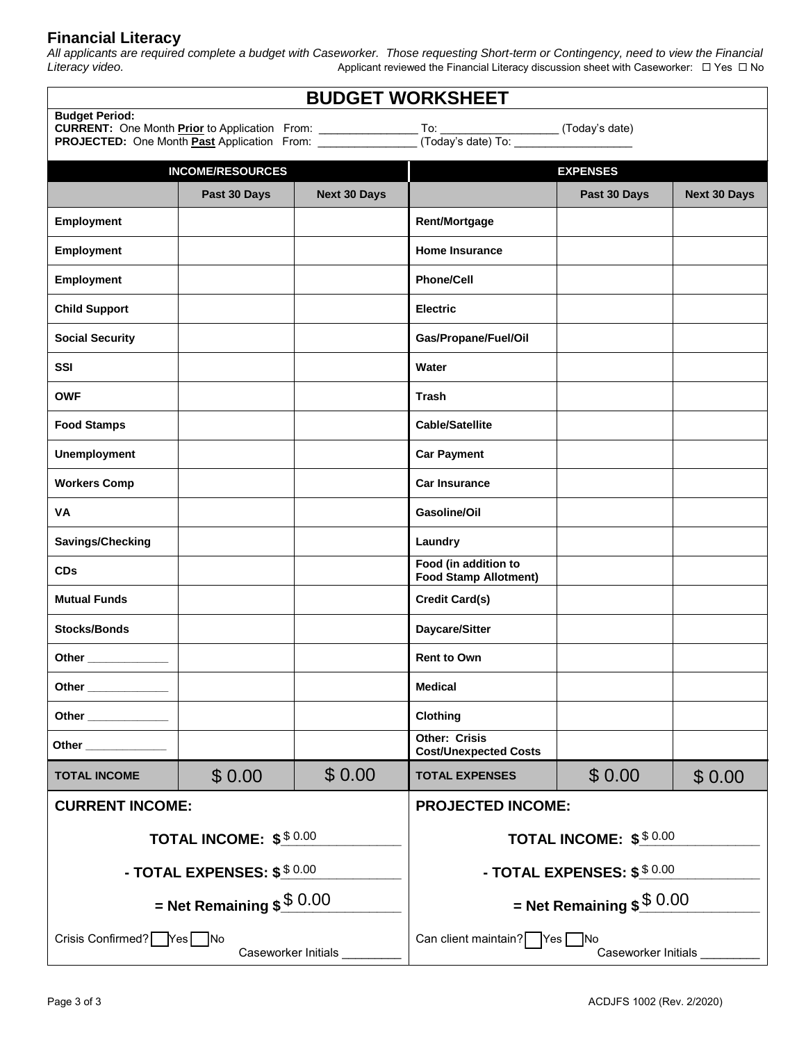## Financial Literacy

*All applicants are required complete a budget with Caseworker. Those requesting Short-term or Contingency, need to view the Financial Literacy video.*

Applicant reviewed the Financial Literacy discussion sheet with Caseworker: ☐ Yes ☐ No

# BUDGET WORKSHEET

**Budget Period:**
**CURRENT:** One Month **Prior** to Application From: _______________ To: __________________ (Today's date)
**PROJECTED:** One Month **Past** Application From: _______________ (Today's date) To: __________________

| INCOME/RESOURCES | | | EXPENSES | | |
|---|---|---|---|---|---|
| | **Past 30 Days** | **Next 30 Days** | | **Past 30 Days** | **Next 30 Days** |
| **Employment** | | | **Rent/Mortgage** | | |
| **Employment** | | | **Home Insurance** | | |
| **Employment** | | | **Phone/Cell** | | |
| **Child Support** | | | **Electric** | | |
| **Social Security** | | | **Gas/Propane/Fuel/Oil** | | |
| **SSI** | | | **Water** | | |
| **OWF** | | | **Trash** | | |
| **Food Stamps** | | | **Cable/Satellite** | | |
| **Unemployment** | | | **Car Payment** | | |
| **Workers Comp** | | | **Car Insurance** | | |
| **VA** | | | **Gasoline/Oil** | | |
| **Savings/Checking** | | | **Laundry** | | |
| **CDs** | | | **Food (in addition to Food Stamp Allotment)** | | |
| **Mutual Funds** | | | **Credit Card(s)** | | |
| **Stocks/Bonds** | | | **Daycare/Sitter** | | |
| **Other** ____________ | | | **Rent to Own** | | |
| **Other** ____________ | | | **Medical** | | |
| **Other** ____________ | | | **Clothing** | | |
| **Other** ____________ | | | **Other: Crisis Cost/Unexpected Costs** | | |
| **TOTAL INCOME** | $ 0.00 | $ 0.00 | **TOTAL EXPENSES** | $ 0.00 | $ 0.00 |

| **CURRENT INCOME:** | **PROJECTED INCOME:** |
|---|---|
| **TOTAL INCOME: $** $ 0.00 | **TOTAL INCOME: $** $ 0.00 |
| **- TOTAL EXPENSES: $** $ 0.00 | **- TOTAL EXPENSES: $** $ 0.00 |
| **= Net Remaining $** $ 0.00 | **= Net Remaining $** $ 0.00 |
| Crisis Confirmed? ☐ Yes ☐ No Caseworker Initials ________ | Can client maintain? ☐ Yes ☐ No Caseworker Initials ________ |

ACDJFS 1002 (Rev. 2/2020)